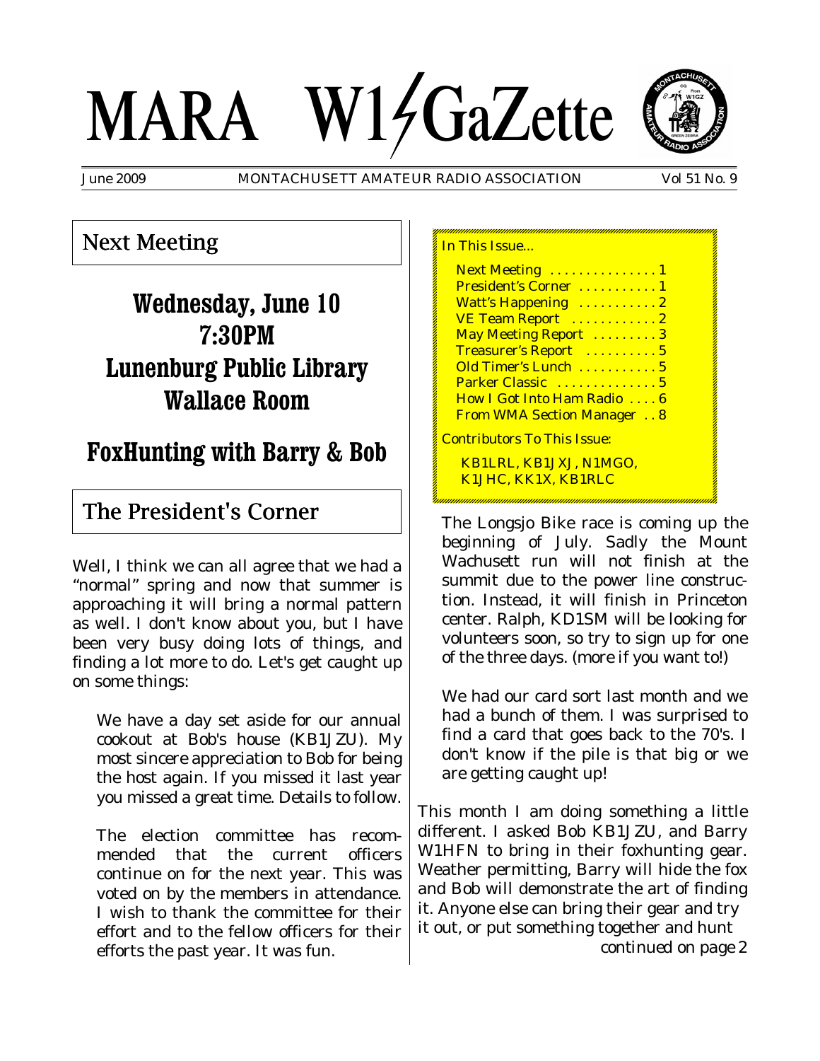# MARA W1⚡GaZette

June 2009 MONTACHUSETT AMATEUR RADIO ASSOCIATION Vol 51 No. 9

## Next Meeting

**Wednesday, June 10**
**7:30PM**
**Lunenburg Public Library**
**Wallace Room**

**FoxHunting with Barry & Bob**

## The President's Corner

Well, I think we can all agree that we had a "normal" spring and now that summer is approaching it will bring a normal pattern as well. I don't know about you, but I have been very busy doing lots of things, and finding a lot more to do. Let's get caught up on some things:

We have a day set aside for our annual cookout at Bob's house (KB1JZU). My most sincere appreciation to Bob for being the host again. If you missed it last year you missed a great time. Details to follow.

The election committee has recommended that the current officers continue on for the next year. This was voted on by the members in attendance. I wish to thank the committee for their effort and to the fellow officers for their efforts the past year. It was fun.

The Longsjo Bike race is coming up the beginning of July. Sadly the Mount Wachusett run will not finish at the summit due to the power line construction. Instead, it will finish in Princeton center. Ralph, KD1SM will be looking for volunteers soon, so try to sign up for one of the three days. (more if you want to!)

We had our card sort last month and we had a bunch of them. I was surprised to find a card that goes back to the 70's. I don't know if the pile is that big or we are getting caught up!

This month I am doing something a little different. I asked Bob KB1JZU, and Barry W1HFN to bring in their foxhunting gear. Weather permitting, Barry will hide the fox and Bob will demonstrate the art of finding it. Anyone else can bring their gear and try it out, or put something together and hunt

*continued on page 2*

**In This Issue...**

- Next Meeting . . . . . . . . . . . . . . 1
- President's Corner . . . . . . . . . . . 1
- Watt's Happening . . . . . . . . . . . 2
- VE Team Report . . . . . . . . . . . . 2
- May Meeting Report . . . . . . . . . 3
- Treasurer's Report . . . . . . . . . . 5
- Old Timer's Lunch . . . . . . . . . . . 5
- Parker Classic . . . . . . . . . . . . . . 5
- How I Got Into Ham Radio . . . . 6
- From WMA Section Manager . . 8

**Contributors To This Issue:**

KB1LRL, KB1JXJ, N1MGO, K1JHC, KK1X, KB1RLC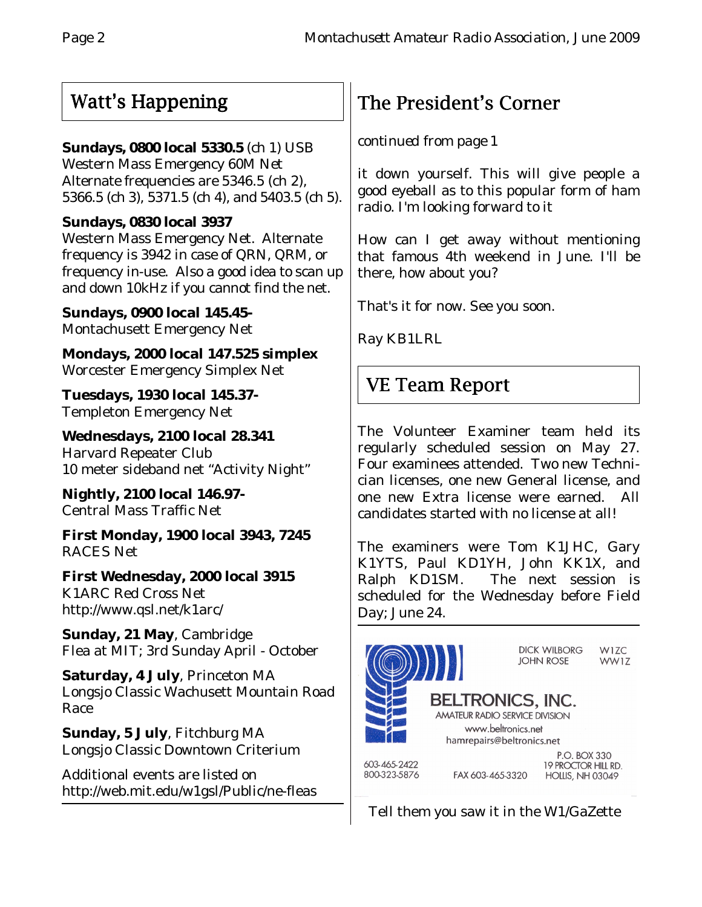## Watt's Happening

**Sundays, 0800 local 5330.5** (ch 1) USB
Western Mass Emergency 60M Net
Alternate frequencies are 5346.5 (ch 2), 5366.5 (ch 3), 5371.5 (ch 4), and 5403.5 (ch 5).

**Sundays, 0830 local 3937**
Western Mass Emergency Net. Alternate frequency is 3942 in case of QRN, QRM, or frequency in-use. Also a good idea to scan up and down 10kHz if you cannot find the net.

**Sundays, 0900 local 145.45-**
Montachusett Emergency Net

**Mondays, 2000 local 147.525 simplex**
Worcester Emergency Simplex Net

**Tuesdays, 1930 local 145.37-**
Templeton Emergency Net

**Wednesdays, 2100 local 28.341**
Harvard Repeater Club
10 meter sideband net "Activity Night"

**Nightly, 2100 local 146.97-**
Central Mass Traffic Net

**First Monday, 1900 local 3943, 7245**
RACES Net

**First Wednesday, 2000 local 3915**
K1ARC Red Cross Net
http://www.qsl.net/k1arc/

**Sunday, 21 May**, Cambridge
Flea at MIT; 3rd Sunday April - October

**Saturday, 4 July**, Princeton MA
Longsjo Classic Wachusett Mountain Road Race

**Sunday, 5 July**, Fitchburg MA
Longsjo Classic Downtown Criterium

Additional events are listed on
http://web.mit.edu/w1gsl/Public/ne-fleas

## The President's Corner

*continued from page 1*

it down yourself. This will give people a good eyeball as to this popular form of ham radio. I'm looking forward to it

How can I get away without mentioning that famous 4th weekend in June. I'll be there, how about you?

That's it for now. See you soon.

Ray KB1LRL

## VE Team Report

The Volunteer Examiner team held its regularly scheduled session on May 27. Four examinees attended. Two new Technician licenses, one new General license, and one new Extra license were earned. All candidates started with no license at all!

The examiners were Tom K1JHC, Gary K1YTS, Paul KD1YH, John KK1X, and Ralph KD1SM. The next session is scheduled for the Wednesday before Field Day; June 24.

DICK WILBORG W1ZC
JOHN ROSE WW1Z

**BELTRONICS, INC.**
AMATEUR RADIO SERVICE DIVISION
www.beltronics.net
hamrepairs@beltronics.net

603-465-2422
800-323-5876
FAX 603-465-3320
P.O. BOX 330
19 PROCTOR HILL RD.
HOLLIS, NH 03049

Tell them you saw it in the W1/GaZette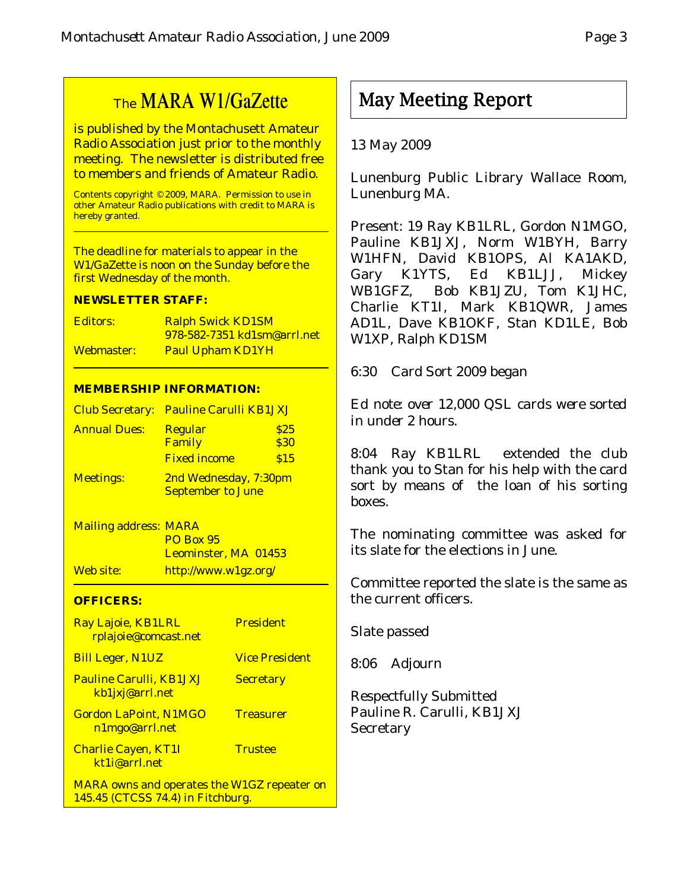## The MARA W1/GaZette

is published by the Montachusett Amateur Radio Association just prior to the monthly meeting. The newsletter is distributed free to members and friends of Amateur Radio.

Contents copyright © 2009, MARA. Permission to use in other Amateur Radio publications with credit to MARA is hereby granted.

The deadline for materials to appear in the W1/GaZette is noon on the Sunday before the first Wednesday of the month.

**NEWSLETTER STAFF:**

| | |
|---|---|
| Editors: | Ralph Swick KD1SM<br>978-582-7351 kd1sm@arrl.net |
| Webmaster: | Paul Upham KD1YH |

**MEMBERSHIP INFORMATION:**

| | | |
|---|---|---|
| Club Secretary: | Pauline Carulli KB1JXJ | |
| Annual Dues: | Regular | $25 |
| | Family | $30 |
| | Fixed income | $15 |
| Meetings: | 2nd Wednesday, 7:30pm<br>September to June | |
| Mailing address: | MARA<br>PO Box 95<br>Leominster, MA 01453 | |
| Web site: | http://www.w1gz.org/ | |

**OFFICERS:**

| | |
|---|---|
| Ray Lajoie, KB1LRL<br>rplajoie@comcast.net | President |
| Bill Leger, N1UZ | Vice President |
| Pauline Carulli, KB1JXJ<br>kb1jxj@arrl.net | Secretary |
| Gordon LaPoint, N1MGO<br>n1mgo@arrl.net | Treasurer |
| Charlie Cayen, KT1I<br>kt1i@arrl.net | Trustee |

MARA owns and operates the W1GZ repeater on 145.45 (CTCSS 74.4) in Fitchburg.

# May Meeting Report

13 May 2009

Lunenburg Public Library Wallace Room, Lunenburg MA.

Present: 19 Ray KB1LRL, Gordon N1MGO, Pauline KB1JXJ, Norm W1BYH, Barry W1HFN, David KB1OPS, Al KA1AKD, Gary K1YTS, Ed KB1LJJ, Mickey WB1GFZ, Bob KB1JZU, Tom K1JHC, Charlie KT1I, Mark KB1QWR, James AD1L, Dave KB1OKF, Stan KD1LE, Bob W1XP, Ralph KD1SM

6:30 Card Sort 2009 began

*Ed note: over 12,000 QSL cards were sorted in under 2 hours.*

8:04 Ray KB1LRL extended the club thank you to Stan for his help with the card sort by means of the loan of his sorting boxes.

The nominating committee was asked for its slate for the elections in June.

Committee reported the slate is the same as the current officers.

Slate passed

8:06 Adjourn

Respectfully Submitted
Pauline R. Carulli, KB1JXJ
Secretary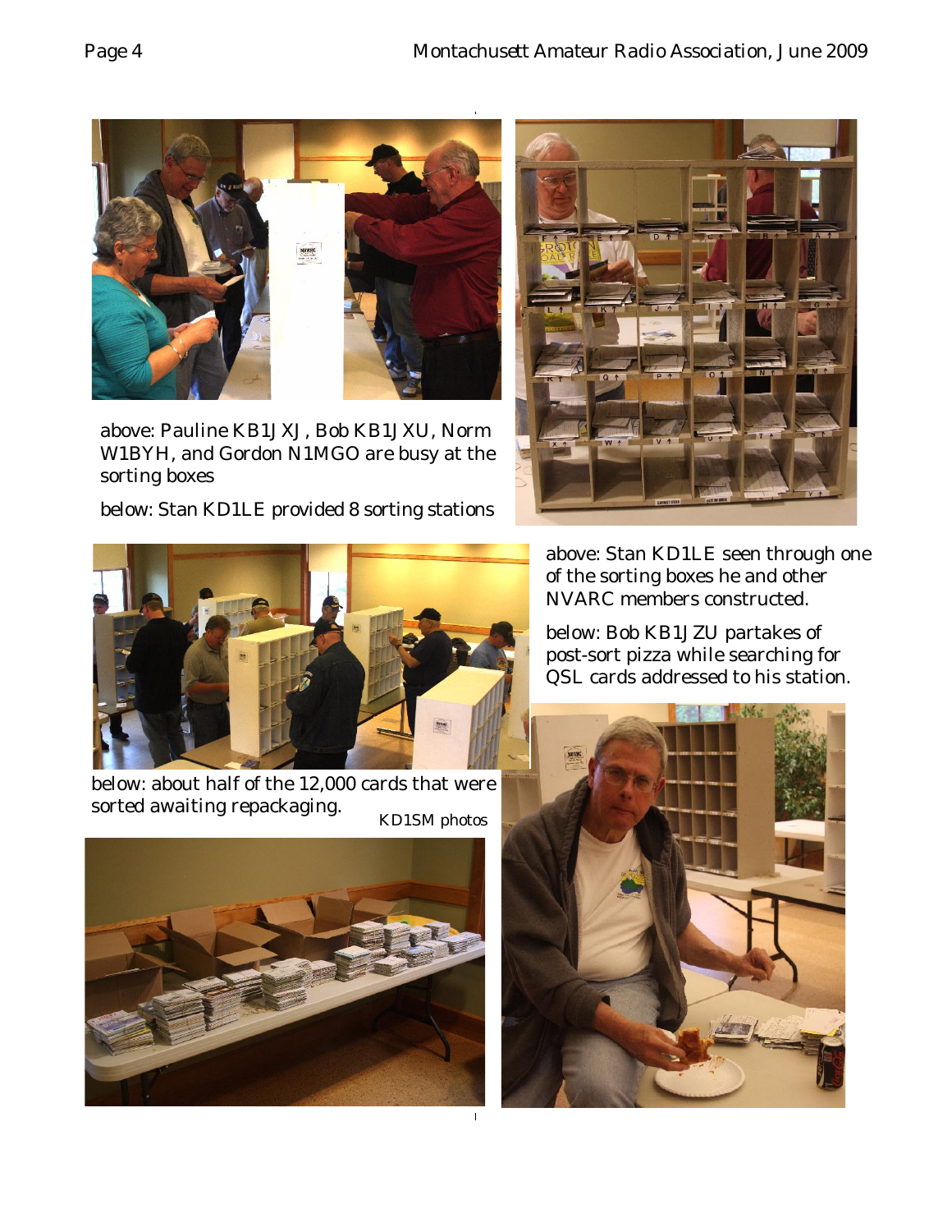above: Pauline KB1JXJ, Bob KB1JXU, Norm W1BYH, and Gordon N1MGO are busy at the sorting boxes

below: Stan KD1LE provided 8 sorting stations

above: Stan KD1LE seen through one of the sorting boxes he and other NVARC members constructed.

below: Bob KB1JZU partakes of post-sort pizza while searching for QSL cards addressed to his station.

below: about half of the 12,000 cards that were sorted awaiting repackaging.

KD1SM photos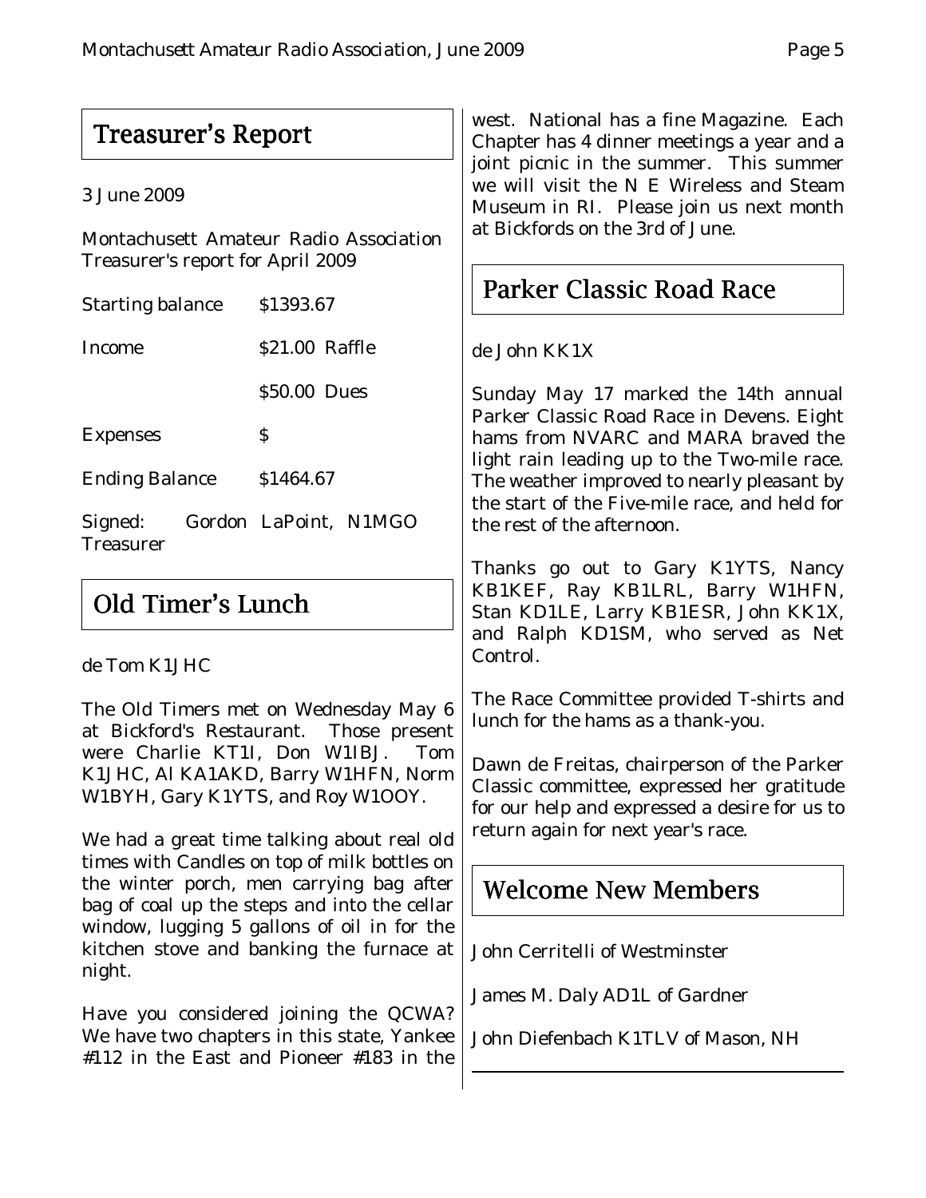## Treasurer's Report

3 June 2009

Montachusett Amateur Radio Association Treasurer's report for April 2009

| | |
|---|---|
| Starting balance | $1393.67 |
| Income | $21.00 Raffle |
| | $50.00 Dues |
| Expenses | $ |
| Ending Balance | $1464.67 |

Signed: Gordon LaPoint, N1MGO Treasurer

## Old Timer's Lunch

de Tom K1JHC

The Old Timers met on Wednesday May 6 at Bickford's Restaurant. Those present were Charlie KT1I, Don W1IBJ. Tom K1JHC, Al KA1AKD, Barry W1HFN, Norm W1BYH, Gary K1YTS, and Roy W1OOY.

We had a great time talking about real old times with Candles on top of milk bottles on the winter porch, men carrying bag after bag of coal up the steps and into the cellar window, lugging 5 gallons of oil in for the kitchen stove and banking the furnace at night.

Have you considered joining the QCWA? We have two chapters in this state, Yankee #112 in the East and Pioneer #183 in the west. National has a fine Magazine. Each Chapter has 4 dinner meetings a year and a joint picnic in the summer. This summer we will visit the N E Wireless and Steam Museum in RI. Please join us next month at Bickfords on the 3rd of June.

## Parker Classic Road Race

de John KK1X

Sunday May 17 marked the 14th annual Parker Classic Road Race in Devens. Eight hams from NVARC and MARA braved the light rain leading up to the Two-mile race. The weather improved to nearly pleasant by the start of the Five-mile race, and held for the rest of the afternoon.

Thanks go out to Gary K1YTS, Nancy KB1KEF, Ray KB1LRL, Barry W1HFN, Stan KD1LE, Larry KB1ESR, John KK1X, and Ralph KD1SM, who served as Net Control.

The Race Committee provided T-shirts and lunch for the hams as a thank-you.

Dawn de Freitas, chairperson of the Parker Classic committee, expressed her gratitude for our help and expressed a desire for us to return again for next year's race.

## Welcome New Members

John Cerritelli of Westminster

James M. Daly AD1L of Gardner

John Diefenbach K1TLV of Mason, NH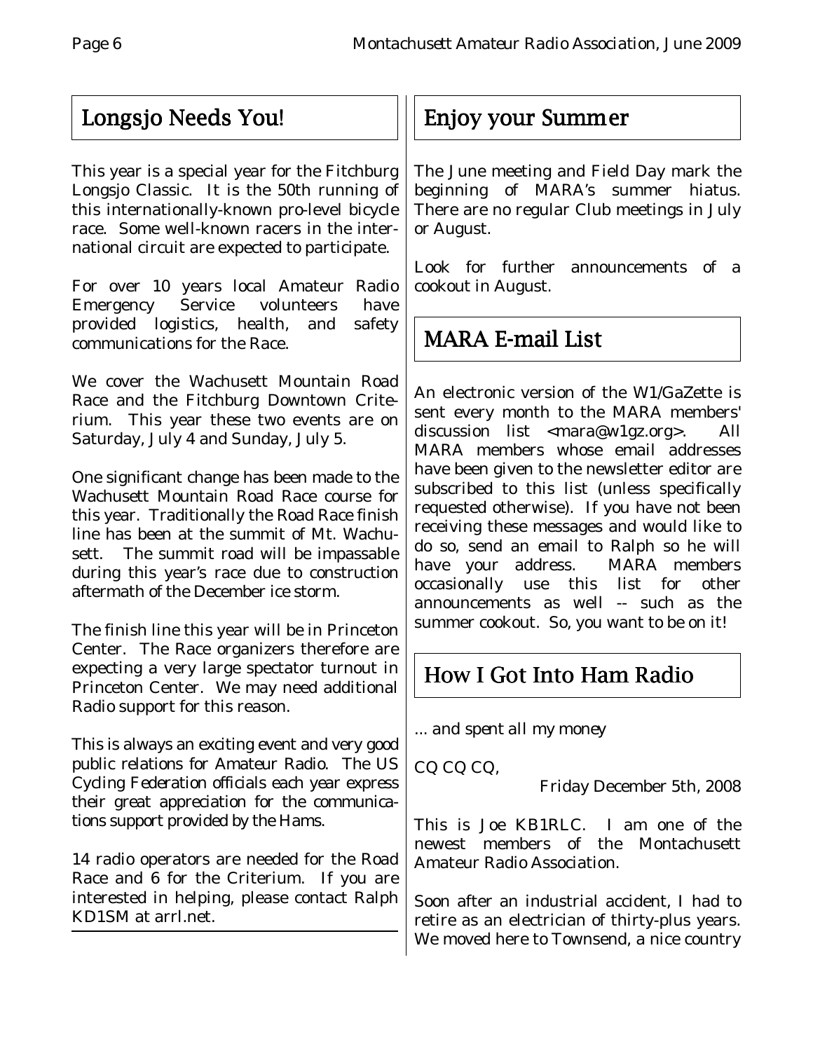## Longsjo Needs You!

This year is a special year for the Fitchburg Longsjo Classic. It is the 50th running of this internationally-known pro-level bicycle race. Some well-known racers in the international circuit are expected to participate.

For over 10 years local Amateur Radio Emergency Service volunteers have provided logistics, health, and safety communications for the Race.

We cover the Wachusett Mountain Road Race and the Fitchburg Downtown Criterium. This year these two events are on Saturday, July 4 and Sunday, July 5.

One significant change has been made to the Wachusett Mountain Road Race course for this year. Traditionally the Road Race finish line has been at the summit of Mt. Wachusett. The summit road will be impassable during this year's race due to construction aftermath of the December ice storm.

The finish line this year will be in Princeton Center. The Race organizers therefore are expecting a very large spectator turnout in Princeton Center. We may need additional Radio support for this reason.

This is always an exciting event and very good public relations for Amateur Radio. The US Cycling Federation officials each year express their great appreciation for the communications support provided by the Hams.

14 radio operators are needed for the Road Race and 6 for the Criterium. If you are interested in helping, please contact Ralph KD1SM at arrl.net.

## Enjoy your Summer

The June meeting and Field Day mark the beginning of MARA's summer hiatus. There are no regular Club meetings in July or August.

Look for further announcements of a cookout in August.

## MARA E-mail List

An electronic version of the W1/GaZette is sent every month to the MARA members' discussion list <mara@w1gz.org>. All MARA members whose email addresses have been given to the newsletter editor are subscribed to this list (unless specifically requested otherwise). If you have not been receiving these messages and would like to do so, send an email to Ralph so he will have your address. MARA members occasionally use this list for other announcements as well -- such as the summer cookout. So, you want to be on it!

## How I Got Into Ham Radio

*... and spent all my money*

CQ CQ CQ,

Friday December 5th, 2008

This is Joe KB1RLC. I am one of the newest members of the Montachusett Amateur Radio Association.

Soon after an industrial accident, I had to retire as an electrician of thirty-plus years. We moved here to Townsend, a nice country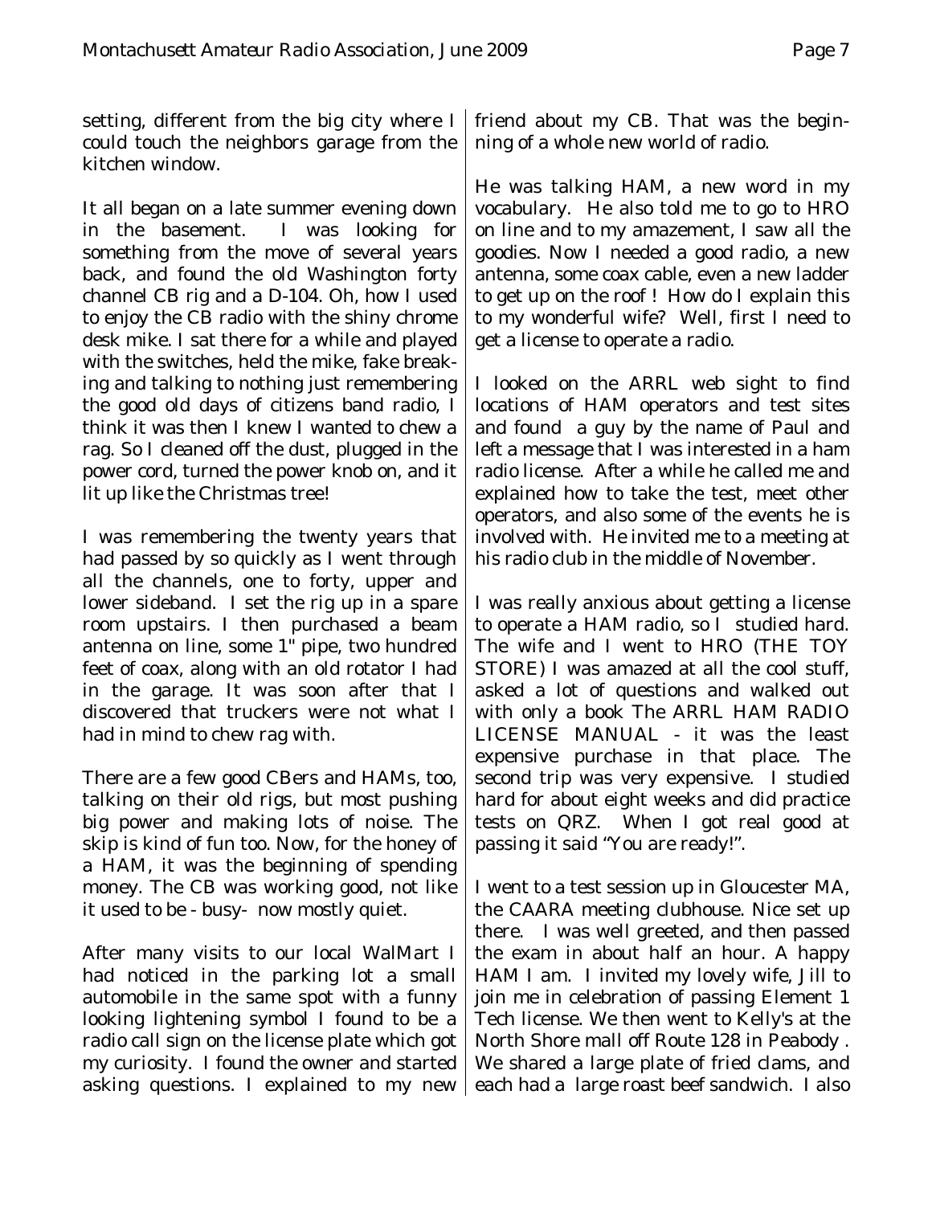setting, different from the big city where I could touch the neighbors garage from the kitchen window.

It all began on a late summer evening down in the basement. I was looking for something from the move of several years back, and found the old Washington forty channel CB rig and a D-104. Oh, how I used to enjoy the CB radio with the shiny chrome desk mike. I sat there for a while and played with the switches, held the mike, fake breaking and talking to nothing just remembering the good old days of citizens band radio, I think it was then I knew I wanted to chew a rag. So I cleaned off the dust, plugged in the power cord, turned the power knob on, and it lit up like the Christmas tree!

I was remembering the twenty years that had passed by so quickly as I went through all the channels, one to forty, upper and lower sideband. I set the rig up in a spare room upstairs. I then purchased a beam antenna on line, some 1" pipe, two hundred feet of coax, along with an old rotator I had in the garage. It was soon after that I discovered that truckers were not what I had in mind to chew rag with.

There are a few good CBers and HAMs, too, talking on their old rigs, but most pushing big power and making lots of noise. The skip is kind of fun too. Now, for the honey of a HAM, it was the beginning of spending money. The CB was working good, not like it used to be - busy- now mostly quiet.

After many visits to our local WalMart I had noticed in the parking lot a small automobile in the same spot with a funny looking lightening symbol I found to be a radio call sign on the license plate which got my curiosity. I found the owner and started asking questions. I explained to my new friend about my CB. That was the beginning of a whole new world of radio.

He was talking HAM, a new word in my vocabulary. He also told me to go to HRO on line and to my amazement, I saw all the goodies. Now I needed a good radio, a new antenna, some coax cable, even a new ladder to get up on the roof ! How do I explain this to my wonderful wife? Well, first I need to get a license to operate a radio.

I looked on the ARRL web sight to find locations of HAM operators and test sites and found a guy by the name of Paul and left a message that I was interested in a ham radio license. After a while he called me and explained how to take the test, meet other operators, and also some of the events he is involved with. He invited me to a meeting at his radio club in the middle of November.

I was really anxious about getting a license to operate a HAM radio, so I studied hard. The wife and I went to HRO (THE TOY STORE) I was amazed at all the cool stuff, asked a lot of questions and walked out with only a book The ARRL HAM RADIO LICENSE MANUAL - it was the least expensive purchase in that place. The second trip was very expensive. I studied hard for about eight weeks and did practice tests on QRZ. When I got real good at passing it said "You are ready!".

I went to a test session up in Gloucester MA, the CAARA meeting clubhouse. Nice set up there. I was well greeted, and then passed the exam in about half an hour. A happy HAM I am. I invited my lovely wife, Jill to join me in celebration of passing Element 1 Tech license. We then went to Kelly's at the North Shore mall off Route 128 in Peabody . We shared a large plate of fried clams, and each had a large roast beef sandwich. I also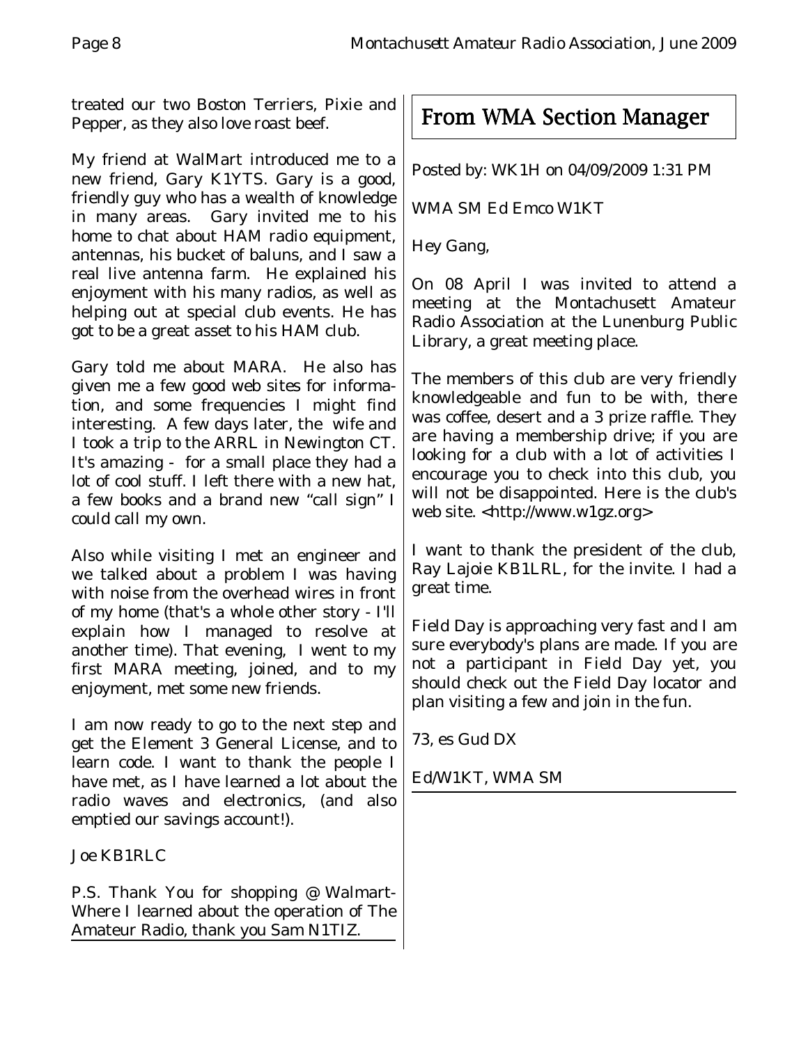treated our two Boston Terriers, Pixie and Pepper, as they also love roast beef.

My friend at WalMart introduced me to a new friend, Gary K1YTS. Gary is a good, friendly guy who has a wealth of knowledge in many areas. Gary invited me to his home to chat about HAM radio equipment, antennas, his bucket of baluns, and I saw a real live antenna farm. He explained his enjoyment with his many radios, as well as helping out at special club events. He has got to be a great asset to his HAM club.

Gary told me about MARA. He also has given me a few good web sites for information, and some frequencies I might find interesting. A few days later, the wife and I took a trip to the ARRL in Newington CT. It's amazing - for a small place they had a lot of cool stuff. I left there with a new hat, a few books and a brand new "call sign" I could call my own.

Also while visiting I met an engineer and we talked about a problem I was having with noise from the overhead wires in front of my home (that's a whole other story - I'll explain how I managed to resolve at another time). That evening, I went to my first MARA meeting, joined, and to my enjoyment, met some new friends.

I am now ready to go to the next step and get the Element 3 General License, and to learn code. I want to thank the people I have met, as I have learned a lot about the radio waves and electronics, (and also emptied our savings account!).

Joe KB1RLC

P.S. Thank You for shopping @ Walmart- Where I learned about the operation of The Amateur Radio, thank you Sam N1TIZ.

## From WMA Section Manager

Posted by: WK1H on 04/09/2009 1:31 PM

WMA SM Ed Emco W1KT

Hey Gang,

On 08 April I was invited to attend a meeting at the Montachusett Amateur Radio Association at the Lunenburg Public Library, a great meeting place.

The members of this club are very friendly knowledgeable and fun to be with, there was coffee, desert and a 3 prize raffle. They are having a membership drive; if you are looking for a club with a lot of activities I encourage you to check into this club, you will not be disappointed. Here is the club's web site. <http://www.w1gz.org>

I want to thank the president of the club, Ray Lajoie KB1LRL, for the invite. I had a great time.

Field Day is approaching very fast and I am sure everybody's plans are made. If you are not a participant in Field Day yet, you should check out the Field Day locator and plan visiting a few and join in the fun.

73, es Gud DX

Ed/W1KT, WMA SM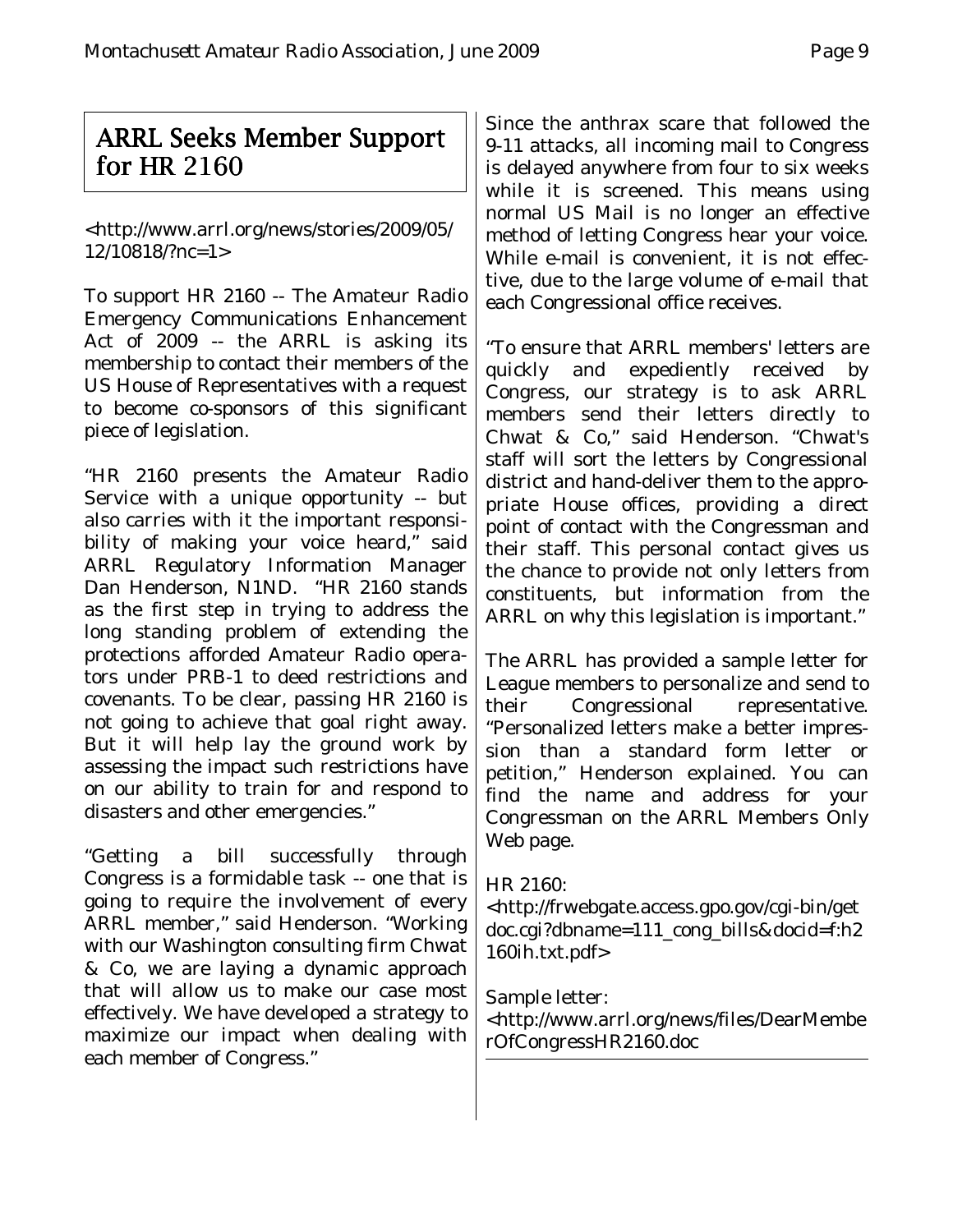## ARRL Seeks Member Support for HR 2160

<http://www.arrl.org/news/stories/2009/05/12/10818/?nc=1>

To support HR 2160 -- The Amateur Radio Emergency Communications Enhancement Act of 2009 -- the ARRL is asking its membership to contact their members of the US House of Representatives with a request to become co-sponsors of this significant piece of legislation.

"HR 2160 presents the Amateur Radio Service with a unique opportunity -- but also carries with it the important responsibility of making your voice heard," said ARRL Regulatory Information Manager Dan Henderson, N1ND. "HR 2160 stands as the first step in trying to address the long standing problem of extending the protections afforded Amateur Radio operators under PRB-1 to deed restrictions and covenants. To be clear, passing HR 2160 is not going to achieve that goal right away. But it will help lay the ground work by assessing the impact such restrictions have on our ability to train for and respond to disasters and other emergencies."

"Getting a bill successfully through Congress is a formidable task -- one that is going to require the involvement of every ARRL member," said Henderson. "Working with our Washington consulting firm Chwat & Co, we are laying a dynamic approach that will allow us to make our case most effectively. We have developed a strategy to maximize our impact when dealing with each member of Congress."

Since the anthrax scare that followed the 9-11 attacks, all incoming mail to Congress is delayed anywhere from four to six weeks while it is screened. This means using normal US Mail is no longer an effective method of letting Congress hear your voice. While e-mail is convenient, it is not effective, due to the large volume of e-mail that each Congressional office receives.

"To ensure that ARRL members' letters are quickly and expediently received by Congress, our strategy is to ask ARRL members send their letters directly to Chwat & Co," said Henderson. "Chwat's staff will sort the letters by Congressional district and hand-deliver them to the appropriate House offices, providing a direct point of contact with the Congressman and their staff. This personal contact gives us the chance to provide not only letters from constituents, but information from the ARRL on why this legislation is important."

The ARRL has provided a sample letter for League members to personalize and send to their Congressional representative. "Personalized letters make a better impression than a standard form letter or petition," Henderson explained. You can find the name and address for your Congressman on the ARRL Members Only Web page.

HR 2160:
<http://frwebgate.access.gpo.gov/cgi-bin/getdoc.cgi?dbname=111_cong_bills&docid=f:h2160ih.txt.pdf>

Sample letter:
<http://www.arrl.org/news/files/DearMemberOfCongressHR2160.doc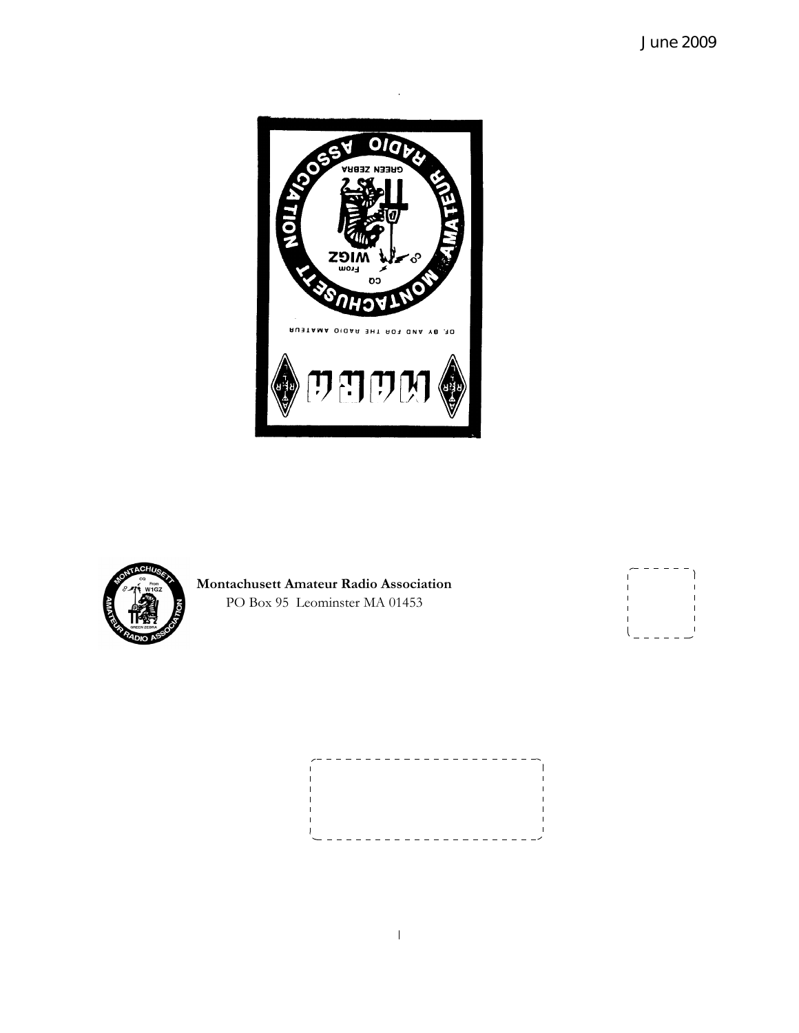Montachusett Amateur Radio Association

PO Box 95 Leominster MA 01453